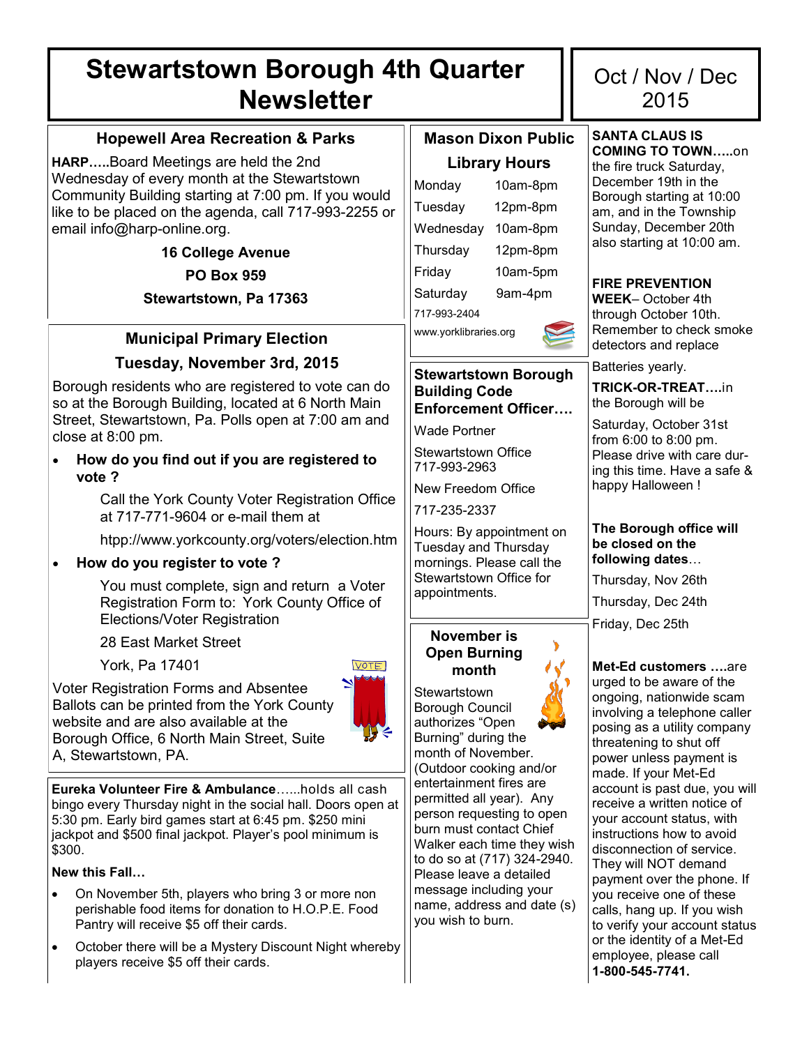# Stewartstown Borough 4th Quarter Newsletter

Oct / Nov / Dec 2015

## Hopewell Area Recreation & Parks

**HARP…..**Board Meetings are held the 2nd Wednesday of every month at the Stewartstown Community Building starting at 7:00 pm. If you would like to be placed on the agenda, call 717-993-2255 or email info@harp-online.org.

**16 College Avenue**

**PO Box 959**

**Stewartstown, Pa 17363**

## Municipal Primary Election

### Tuesday, November 3rd, 2015

Borough residents who are registered to vote can do so at the Borough Building, located at 6 North Main Street, Stewartstown, Pa. Polls open at 7:00 am and close at 8:00 pm.

- **How do you find out if you are registered to vote ?**

  Call the York County Voter Registration Office at 717-771-9604 or e-mail them at

  htpp://www.yorkcounty.org/voters/election.htm

- **How do you register to vote ?**

  You must complete, sign and return a Voter Registration Form to: York County Office of Elections/Voter Registration

  28 East Market Street

  York, Pa 17401

Voter Registration Forms and Absentee Ballots can be printed from the York County website and are also available at the Borough Office, 6 North Main Street, Suite A, Stewartstown, PA.

**Eureka Volunteer Fire & Ambulance**......holds all cash bingo every Thursday night in the social hall. Doors open at 5:30 pm. Early bird games start at 6:45 pm. $250 mini jackpot and $500 final jackpot. Player's pool minimum is $300.

**New this Fall…**

- On November 5th, players who bring 3 or more non perishable food items for donation to H.O.P.E. Food Pantry will receive $5 off their cards.
- October there will be a Mystery Discount Night whereby players receive $5 off their cards.

## Mason Dixon Public Library Hours

| | |
|---|---|
| Monday | 10am-8pm |
| Tuesday | 12pm-8pm |
| Wednesday | 10am-8pm |
| Thursday | 12pm-8pm |
| Friday | 10am-5pm |
| Saturday | 9am-4pm |

717-993-2404

www.yorklibraries.org

## Stewartstown Borough Building Code Enforcement Officer….

Wade Portner

Stewartstown Office 717-993-2963

New Freedom Office

717-235-2337

Hours: By appointment on Tuesday and Thursday mornings. Please call the Stewartstown Office for appointments.

## November is Open Burning month

Stewartstown Borough Council authorizes "Open Burning" during the month of November. (Outdoor cooking and/or entertainment fires are permitted all year). Any person requesting to open burn must contact Chief Walker each time they wish to do so at (717) 324-2940. Please leave a detailed message including your name, address and date (s) you wish to burn.

**SANTA CLAUS IS COMING TO TOWN…..**on the fire truck Saturday, December 19th in the Borough starting at 10:00 am, and in the Township Sunday, December 20th also starting at 10:00 am.

**FIRE PREVENTION WEEK**– October 4th through October 10th. Remember to check smoke detectors and replace Batteries yearly.

**TRICK-OR-TREAT….**in the Borough will be Saturday, October 31st from 6:00 to 8:00 pm. Please drive with care during this time. Have a safe & happy Halloween !

**The Borough office will be closed on the following dates…**

Thursday, Nov 26th

Thursday, Dec 24th

Friday, Dec 25th

**Met-Ed customers ….**are urged to be aware of the ongoing, nationwide scam involving a telephone caller posing as a utility company threatening to shut off power unless payment is made. If your Met-Ed account is past due, you will receive a written notice of your account status, with instructions how to avoid disconnection of service. They will NOT demand payment over the phone. If you receive one of these calls, hang up. If you wish to verify your account status or the identity of a Met-Ed employee, please call **1-800-545-7741.**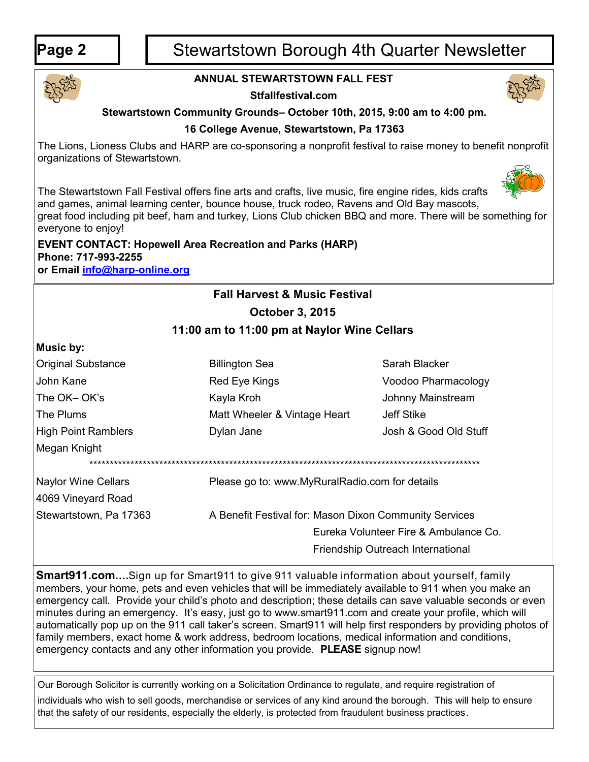## ANNUAL STEWARTSTOWN FALL FEST

**Stfallfestival.com**

**Stewartstown Community Grounds– October 10th, 2015, 9:00 am to 4:00 pm.**

**16 College Avenue, Stewartstown, Pa 17363**

The Lions, Lioness Clubs and HARP are co-sponsoring a nonprofit festival to raise money to benefit nonprofit organizations of Stewartstown.

The Stewartstown Fall Festival offers fine arts and crafts, live music, fire engine rides, kids crafts and games, animal learning center, bounce house, truck rodeo, Ravens and Old Bay mascots, great food including pit beef, ham and turkey, Lions Club chicken BBQ and more. There will be something for everyone to enjoy!

**EVENT CONTACT: Hopewell Area Recreation and Parks (HARP)**
**Phone: 717-993-2255**
**or Email info@harp-online.org**

## Fall Harvest & Music Festival

**October 3, 2015**

**11:00 am to 11:00 pm at Naylor Wine Cellars**

**Music by:**

| | | |
|---|---|---|
| Original Substance | Billington Sea | Sarah Blacker |
| John Kane | Red Eye Kings | Voodoo Pharmacology |
| The OK– OK's | Kayla Kroh | Johnny Mainstream |
| The Plums | Matt Wheeler & Vintage Heart | Jeff Stike |
| High Point Ramblers | Dylan Jane | Josh & Good Old Stuff |
| Megan Knight | | |

****************************************************************************************************

Naylor Wine Cellars
4069 Vineyard Road
Stewartstown, Pa 17363

Please go to: www.MyRuralRadio.com for details

A Benefit Festival for: Mason Dixon Community Services
Eureka Volunteer Fire & Ambulance Co.
Friendship Outreach International

**Smart911.com....**Sign up for Smart911 to give 911 valuable information about yourself, family members, your home, pets and even vehicles that will be immediately available to 911 when you make an emergency call. Provide your child's photo and description; these details can save valuable seconds or even minutes during an emergency. It's easy, just go to www.smart911.com and create your profile, which will automatically pop up on the 911 call taker's screen. Smart911 will help first responders by providing photos of family members, exact home & work address, bedroom locations, medical information and conditions, emergency contacts and any other information you provide. **PLEASE** signup now!

Our Borough Solicitor is currently working on a Solicitation Ordinance to regulate, and require registration of individuals who wish to sell goods, merchandise or services of any kind around the borough. This will help to ensure that the safety of our residents, especially the elderly, is protected from fraudulent business practices.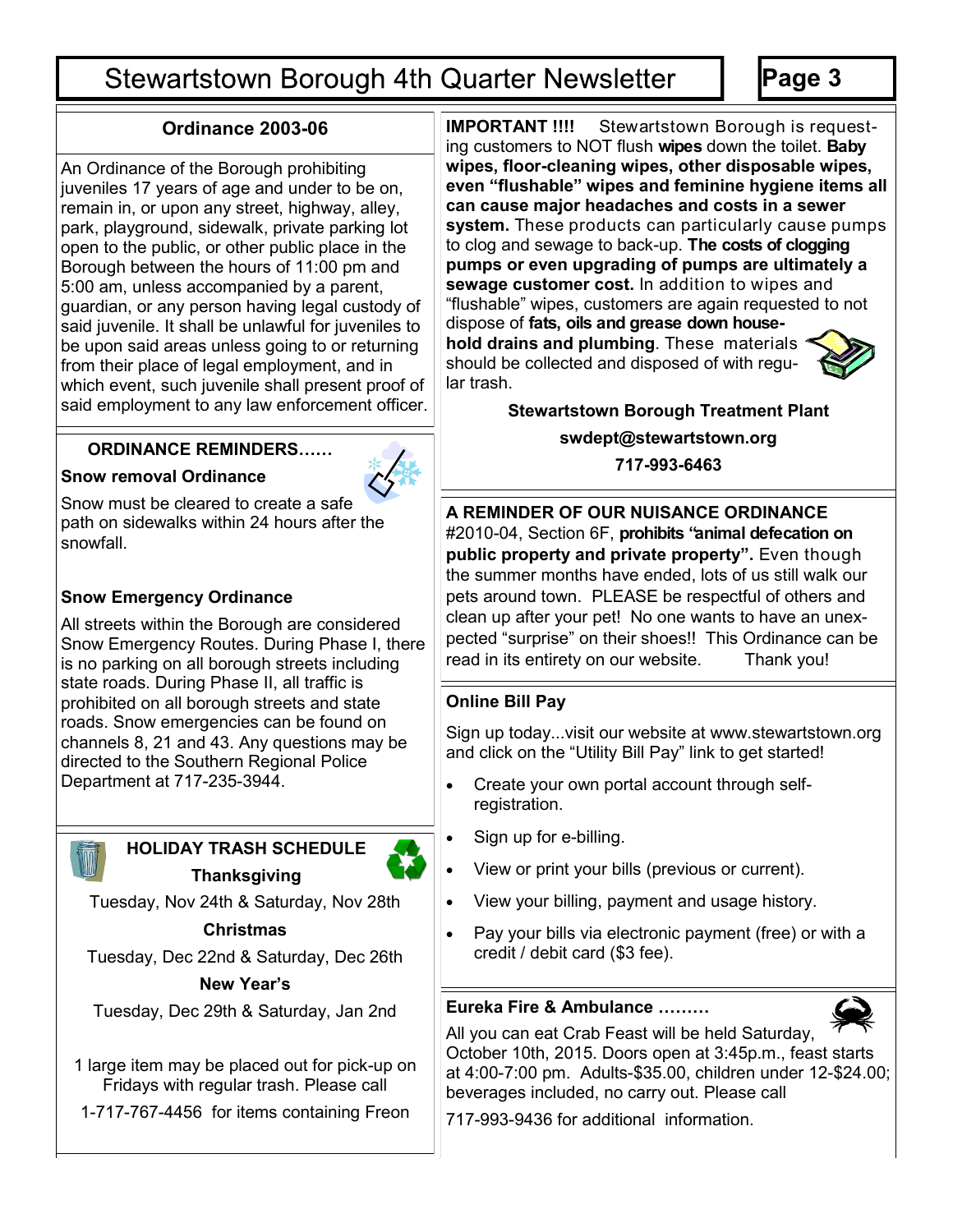## Ordinance 2003-06

An Ordinance of the Borough prohibiting juveniles 17 years of age and under to be on, remain in, or upon any street, highway, alley, park, playground, sidewalk, private parking lot open to the public, or other public place in the Borough between the hours of 11:00 pm and 5:00 am, unless accompanied by a parent, guardian, or any person having legal custody of said juvenile. It shall be unlawful for juveniles to be upon said areas unless going to or returning from their place of legal employment, and in which event, such juvenile shall present proof of said employment to any law enforcement officer.

### ORDINANCE REMINDERS……

**Snow removal Ordinance**

Snow must be cleared to create a safe path on sidewalks within 24 hours after the snowfall.

**Snow Emergency Ordinance**

All streets within the Borough are considered Snow Emergency Routes. During Phase I, there is no parking on all borough streets including state roads. During Phase II, all traffic is prohibited on all borough streets and state roads. Snow emergencies can be found on channels 8, 21 and 43. Any questions may be directed to the Southern Regional Police Department at 717-235-3944.

### HOLIDAY TRASH SCHEDULE

**Thanksgiving**

Tuesday, Nov 24th & Saturday, Nov 28th

**Christmas**

Tuesday, Dec 22nd & Saturday, Dec 26th

**New Year's**

Tuesday, Dec 29th & Saturday, Jan 2nd

1 large item may be placed out for pick-up on Fridays with regular trash. Please call 1-717-767-4456 for items containing Freon

**IMPORTANT !!!!** Stewartstown Borough is requesting customers to NOT flush **wipes** down the toilet. **Baby wipes, floor-cleaning wipes, other disposable wipes, even "flushable" wipes and feminine hygiene items all can cause major headaches and costs in a sewer system.** These products can particularly cause pumps to clog and sewage to back-up. **The costs of clogging pumps or even upgrading of pumps are ultimately a sewage customer cost.** In addition to wipes and "flushable" wipes, customers are again requested to not dispose of **fats, oils and grease down household drains and plumbing**. These materials should be collected and disposed of with regular trash.

**Stewartstown Borough Treatment Plant**

**swdept@stewartstown.org**

**717-993-6463**

**A REMINDER OF OUR NUISANCE ORDINANCE** #2010-04, Section 6F, **prohibits "animal defecation on public property and private property".** Even though the summer months have ended, lots of us still walk our pets around town. PLEASE be respectful of others and clean up after your pet! No one wants to have an unexpected "surprise" on their shoes!! This Ordinance can be read in its entirety on our website. Thank you!

### Online Bill Pay

Sign up today...visit our website at www.stewartstown.org and click on the "Utility Bill Pay" link to get started!

- Create your own portal account through self-registration.
- Sign up for e-billing.
- View or print your bills (previous or current).
- View your billing, payment and usage history.
- Pay your bills via electronic payment (free) or with a credit / debit card ($3 fee).

### Eureka Fire & Ambulance ………

All you can eat Crab Feast will be held Saturday, October 10th, 2015. Doors open at 3:45p.m., feast starts at 4:00-7:00 pm. Adults-$35.00, children under 12-$24.00; beverages included, no carry out. Please call 717-993-9436 for additional information.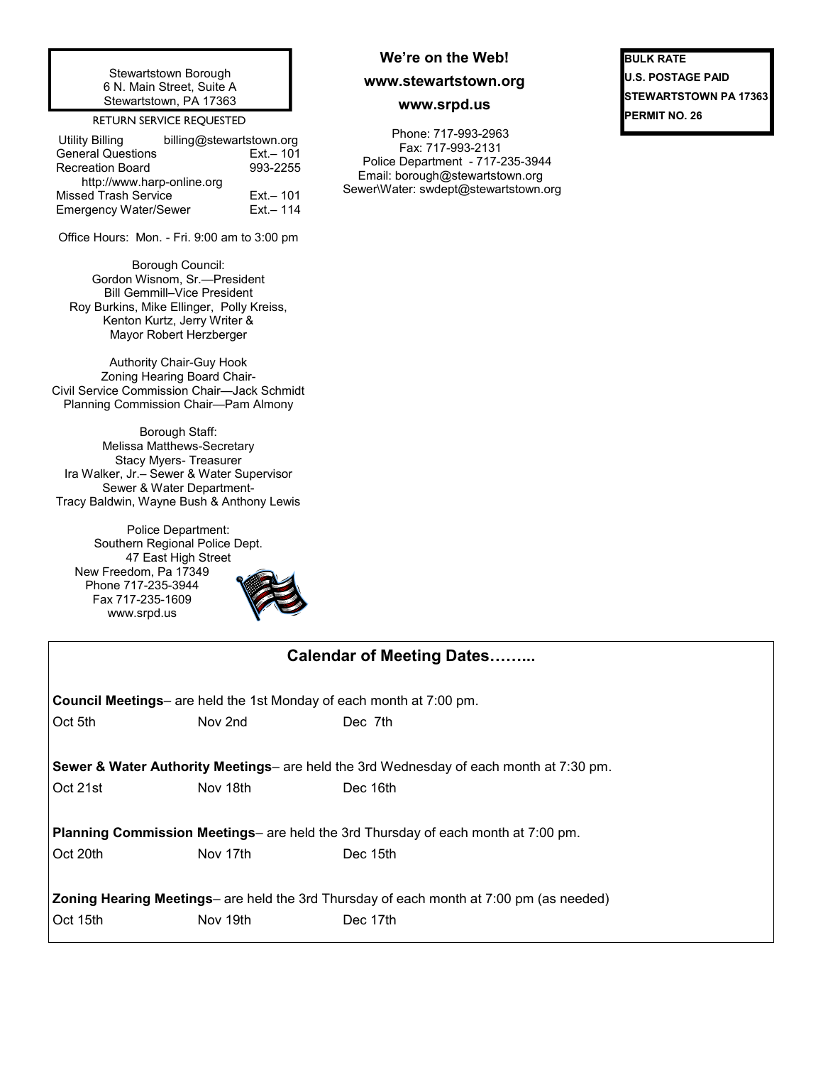Stewartstown Borough
6 N. Main Street, Suite A
Stewartstown, PA 17363

RETURN SERVICE REQUESTED

| | |
|---|---|
| Utility Billing | billing@stewartstown.org |
| General Questions | Ext.– 101 |
| Recreation Board | 993-2255 |
| http://www.harp-online.org | |
| Missed Trash Service | Ext.– 101 |
| Emergency Water/Sewer | Ext.– 114 |

Office Hours: Mon. - Fri. 9:00 am to 3:00 pm

Borough Council:
Gordon Wisnom, Sr.—President
Bill Gemmill–Vice President
Roy Burkins, Mike Ellinger, Polly Kreiss,
Kenton Kurtz, Jerry Writer &
Mayor Robert Herzberger

Authority Chair-Guy Hook
Zoning Hearing Board Chair-
Civil Service Commission Chair—Jack Schmidt
Planning Commission Chair—Pam Almony

Borough Staff:
Melissa Matthews-Secretary
Stacy Myers- Treasurer
Ira Walker, Jr.– Sewer & Water Supervisor
Sewer & Water Department-
Tracy Baldwin, Wayne Bush & Anthony Lewis

Police Department:
Southern Regional Police Dept.
47 East High Street
New Freedom, Pa 17349
Phone 717-235-3944
Fax 717-235-1609
www.srpd.us

**We're on the Web!**

**www.stewartstown.org**

**www.srpd.us**

Phone: 717-993-2963
Fax: 717-993-2131
Police Department - 717-235-3944
Email: borough@stewartstown.org
Sewer\Water: swdept@stewartstown.org

**BULK RATE**
**U.S. POSTAGE PAID**
**STEWARTSTOWN PA 17363**
**PERMIT NO. 26**

## Calendar of Meeting Dates……..

**Council Meetings**– are held the 1st Monday of each month at 7:00 pm.

| | | |
|---|---|---|
| Oct 5th | Nov 2nd | Dec 7th |

**Sewer & Water Authority Meetings**– are held the 3rd Wednesday of each month at 7:30 pm.

| | | |
|---|---|---|
| Oct 21st | Nov 18th | Dec 16th |

**Planning Commission Meetings**– are held the 3rd Thursday of each month at 7:00 pm.

| | | |
|---|---|---|
| Oct 20th | Nov 17th | Dec 15th |

**Zoning Hearing Meetings**– are held the 3rd Thursday of each month at 7:00 pm (as needed)

| | | |
|---|---|---|
| Oct 15th | Nov 19th | Dec 17th |